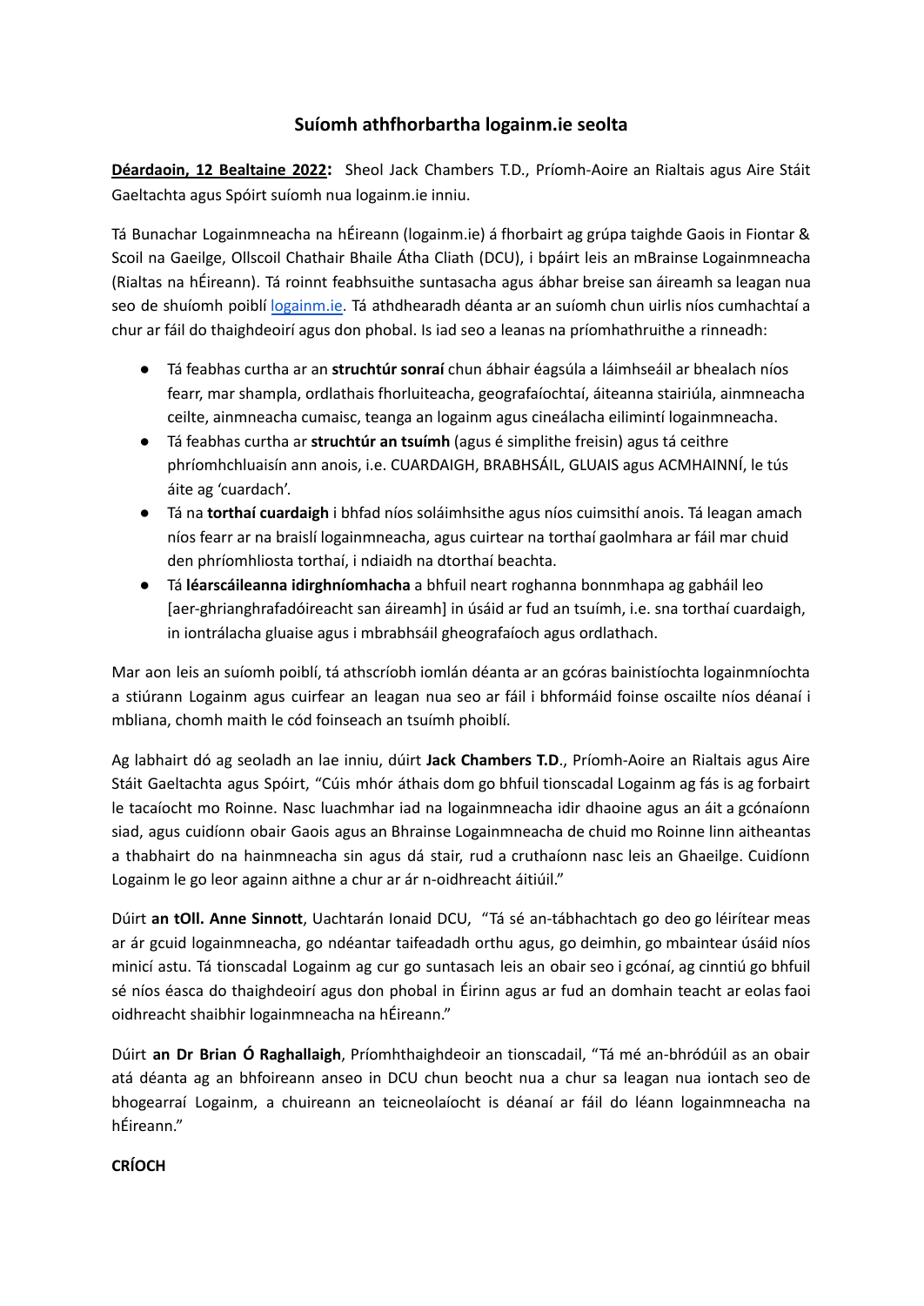# Suíomh athfhorbartha logainm.ie seolta

**Déardaoin, 12 Bealtaine 2022:** Sheol Jack Chambers T.D., Príomh-Aoire an Rialtais agus Aire Stáit Gaeltachta agus Spóirt suíomh nua logainm.ie inniu.

Tá Bunachar Logainmneacha na hÉireann (logainm.ie) á fhorbairt ag grúpa taighde Gaois in Fiontar & Scoil na Gaeilge, Ollscoil Chathair Bhaile Átha Cliath (DCU), i bpáirt leis an mBrainse Logainmneacha (Rialtas na hÉireann). Tá roinnt feabhsuithe suntasacha agus ábhar breise san áireamh sa leagan nua seo de shuíomh poiblí logainm.ie. Tá athdhearadh déanta ar an suíomh chun uirlis níos cumhachtaí a chur ar fáil do thaighdeoirí agus don phobal. Is iad seo a leanas na príomhathruithe a rinneadh:

- Tá feabhas curtha ar an **struchtúr sonraí** chun ábhair éagsúla a láimhseáil ar bhealach níos fearr, mar shampla, ordlathais fhorluiteacha, geografaíochtaí, áiteanna stairiúla, ainmneacha ceilte, ainmneacha cumaisc, teanga an logainm agus cineálacha eilimintí logainmneacha.
- Tá feabhas curtha ar **struchtúr an tsuímh** (agus é simplithe freisin) agus tá ceithre phríomhchluaisín ann anois, i.e. CUARDAIGH, BRABHSÁIL, GLUAIS agus ACMHAINNÍ, le tús áite ag 'cuardach'.
- Tá na **torthaí cuardaigh** i bhfad níos soláimhsithe agus níos cuimsithí anois. Tá leagan amach níos fearr ar na braislí logainmneacha, agus cuirtear na torthaí gaolmhara ar fáil mar chuid den phríomhliosta torthaí, i ndiaidh na dtorthaí beachta.
- Tá **léarscáileanna idirghníomhacha** a bhfuil neart roghanna bonnmhapa ag gabháil leo [aer-ghrianghrafadóireacht san áireamh] in úsáid ar fud an tsuímh, i.e. sna torthaí cuardaigh, in iontrálacha gluaise agus i mbrabhsáil gheografaíoch agus ordlathach.

Mar aon leis an suíomh poiblí, tá athscríobh iomlán déanta ar an gcóras bainistíochta logainmníochta a stiúrann Logainm agus cuirfear an leagan nua seo ar fáil i bhformáid foinse oscailte níos déanaí i mbliana, chomh maith le cód foinseach an tsuímh phoiblí.

Ag labhairt dó ag seoladh an lae inniu, dúirt **Jack Chambers T.D**., Príomh-Aoire an Rialtais agus Aire Stáit Gaeltachta agus Spóirt, "Cúis mhór áthais dom go bhfuil tionscadal Logainm ag fás is ag forbairt le tacaíocht mo Roinne. Nasc luachmhar iad na logainmneacha idir dhaoine agus an áit a gcónaíonn siad, agus cuidíonn obair Gaois agus an Bhrainse Logainmneacha de chuid mo Roinne linn aitheantas a thabhairt do na hainmneacha sin agus dá stair, rud a chruthaíonn nasc leis an Ghaeilge. Cuidíonn Logainm le go leor againn aithne a chur ar ár n-oidhreacht áitiúil."

Dúirt **an tOll. Anne Sinnott**, Uachtarán Ionaid DCU, "Tá sé an-tábhachtach go deo go léirítear meas ar ár gcuid logainmneacha, go ndéantar taifeadadh orthu agus, go deimhin, go mbaintear úsáid níos minicí astu. Tá tionscadal Logainm ag cur go suntasach leis an obair seo i gcónaí, ag cinntiú go bhfuil sé níos éasca do thaighdeoirí agus don phobal in Éirinn agus ar fud an domhain teacht ar eolas faoi oidhreacht shaibhir logainmneacha na hÉireann."

Dúirt **an Dr Brian Ó Raghallaigh**, Príomhthaighdeoir an tionscadail, "Tá mé an-bhródúil as an obair atá déanta ag an bhfoireann anseo in DCU chun beocht nua a chur sa leagan nua iontach seo de bhogearraí Logainm, a chuireann an teicneolaíocht is déanaí ar fáil do léann logainmneacha na hÉireann."

**CRÍOCH**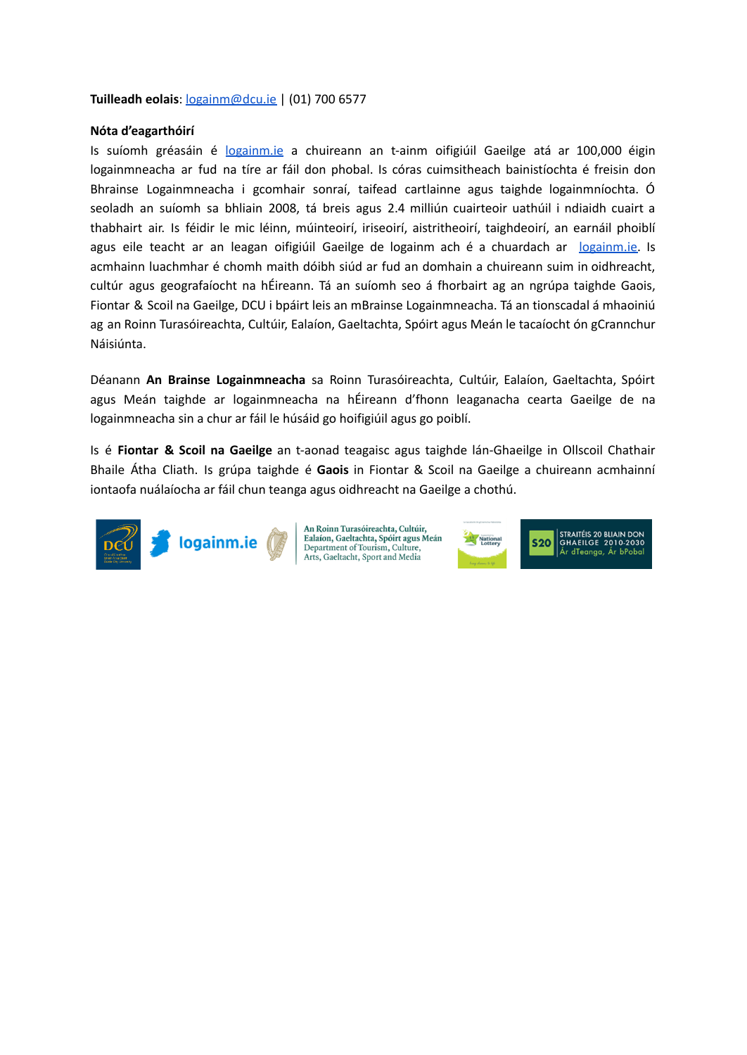**Tuilleadh eolais**: logainm@dcu.ie | (01) 700 6577

**Nóta d'eagarthóirí**

Is suíomh gréasáin é logainm.ie a chuireann an t-ainm oifigiúil Gaeilge atá ar 100,000 éigin logainmneacha ar fud na tíre ar fáil don phobal. Is córas cuimsitheach bainistíochta é freisin don Bhrainse Logainmneacha i gcomhair sonraí, taifead cartlainne agus taighde logainmníochta. Ó seoladh an suíomh sa bhliain 2008, tá breis agus 2.4 milliún cuairteoir uathúil i ndiaidh cuairt a thabhairt air. Is féidir le mic léinn, múinteoirí, iriseoirí, aistritheoirí, taighdeoirí, an earnáil phoiblí agus eile teacht ar an leagan oifigiúil Gaeilge de logainm ach é a chuardach ar logainm.ie. Is acmhainn luachmhar é chomh maith dóibh siúd ar fud an domhain a chuireann suim in oidhreacht, cultúr agus geografaíocht na hÉireann. Tá an suíomh seo á fhorbairt ag an ngrúpa taighde Gaois, Fiontar & Scoil na Gaeilge, DCU i bpáirt leis an mBrainse Logainmneacha. Tá an tionscadal á mhaoiniú ag an Roinn Turasóireachta, Cultúir, Ealaíon, Gaeltachta, Spóirt agus Meán le tacaíocht ón gCrannchur Náisiúnta.

Déanann **An Brainse Logainmneacha** sa Roinn Turasóireachta, Cultúir, Ealaíon, Gaeltachta, Spóirt agus Meán taighde ar logainmneacha na hÉireann d'fhonn leaganacha cearta Gaeilge de na logainmneacha sin a chur ar fáil le húsáid go hoifigiúil agus go poiblí.

Is é **Fiontar & Scoil na Gaeilge** an t-aonad teagaisc agus taighde lán-Ghaeilge in Ollscoil Chathair Bhaile Átha Cliath. Is grúpa taighde é **Gaois** in Fiontar & Scoil na Gaeilge a chuireann acmhainní iontaofa nuálaíocha ar fáil chun teanga agus oidhreacht na Gaeilge a chothú.

DCU | logainm.ie | An Roinn Turasóireachta, Cultúir, Ealaíon, Gaeltachta, Spóirt agus Meán / Department of Tourism, Culture, Arts, Gaeltacht, Sport and Media | National Lottery | S20 STRAITÉIS 20 BLIAIN DON GHAEILGE 2010-2030 Ár dTeanga, Ár bPobal